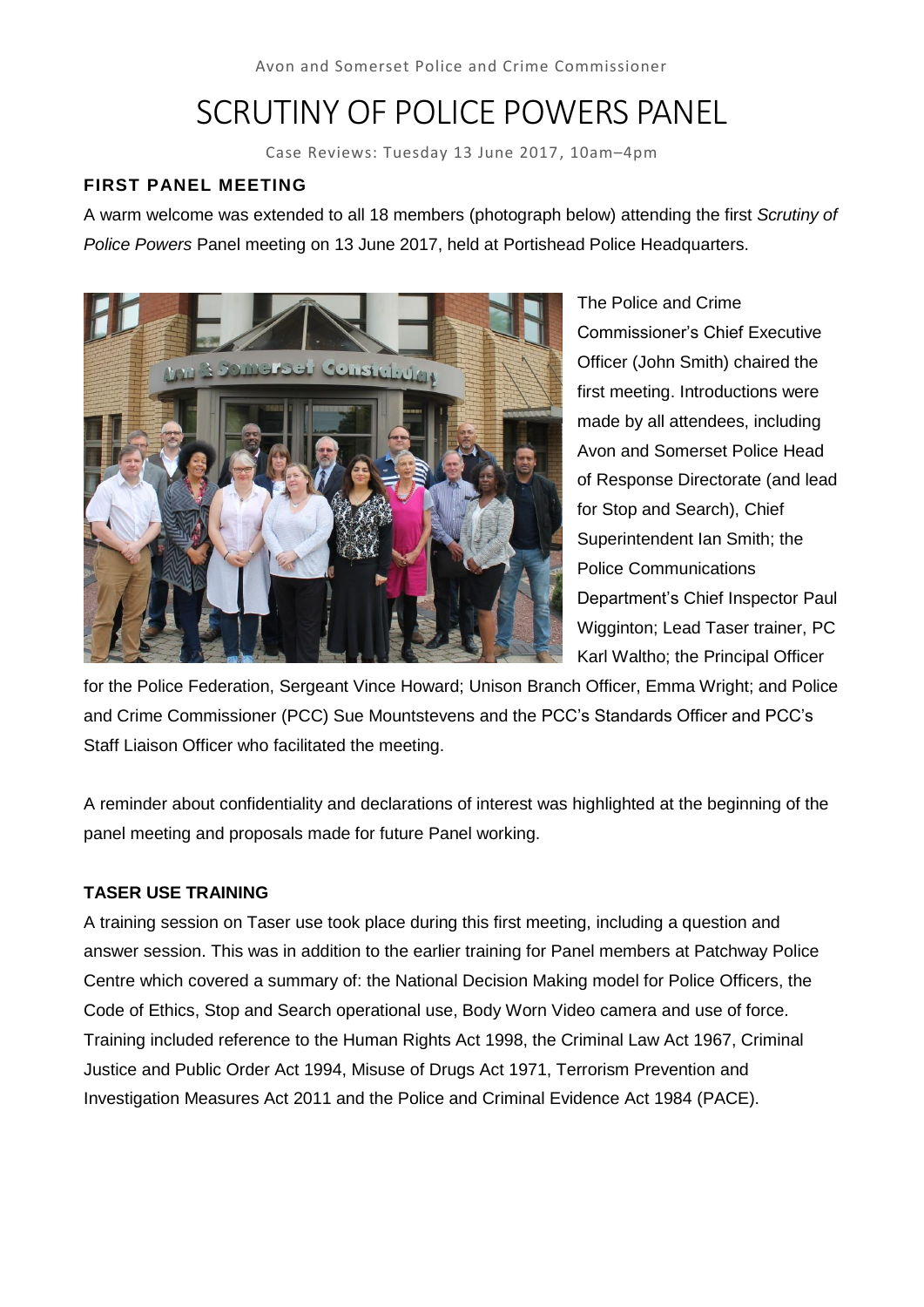Avon and Somerset Police and Crime Commissioner

# SCRUTINY OF POLICE POWERS PANEL

Case Reviews: Tuesday 13 June 2017, 10am–4pm

## FIRST PANEL MEETING

A warm welcome was extended to all 18 members (photograph below) attending the first *Scrutiny of Police Powers* Panel meeting on 13 June 2017, held at Portishead Police Headquarters.

The Police and Crime Commissioner's Chief Executive Officer (John Smith) chaired the first meeting. Introductions were made by all attendees, including Avon and Somerset Police Head of Response Directorate (and lead for Stop and Search), Chief Superintendent Ian Smith; the Police Communications Department's Chief Inspector Paul Wigginton; Lead Taser trainer, PC Karl Waltho; the Principal Officer for the Police Federation, Sergeant Vince Howard; Unison Branch Officer, Emma Wright; and Police and Crime Commissioner (PCC) Sue Mountstevens and the PCC's Standards Officer and PCC's Staff Liaison Officer who facilitated the meeting.

A reminder about confidentiality and declarations of interest was highlighted at the beginning of the panel meeting and proposals made for future Panel working.

## TASER USE TRAINING

A training session on Taser use took place during this first meeting, including a question and answer session. This was in addition to the earlier training for Panel members at Patchway Police Centre which covered a summary of: the National Decision Making model for Police Officers, the Code of Ethics, Stop and Search operational use, Body Worn Video camera and use of force. Training included reference to the Human Rights Act 1998, the Criminal Law Act 1967, Criminal Justice and Public Order Act 1994, Misuse of Drugs Act 1971, Terrorism Prevention and Investigation Measures Act 2011 and the Police and Criminal Evidence Act 1984 (PACE).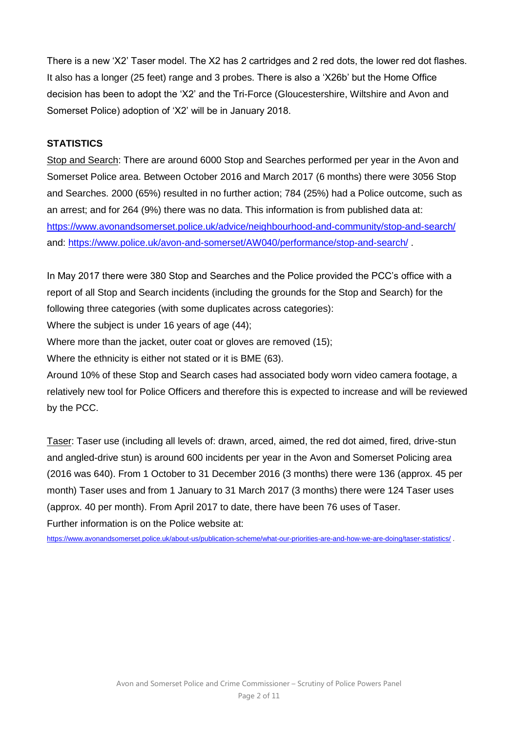There is a new 'X2' Taser model. The X2 has 2 cartridges and 2 red dots, the lower red dot flashes. It also has a longer (25 feet) range and 3 probes. There is also a 'X26b' but the Home Office decision has been to adopt the 'X2' and the Tri-Force (Gloucestershire, Wiltshire and Avon and Somerset Police) adoption of 'X2' will be in January 2018.

**STATISTICS**

Stop and Search: There are around 6000 Stop and Searches performed per year in the Avon and Somerset Police area. Between October 2016 and March 2017 (6 months) there were 3056 Stop and Searches. 2000 (65%) resulted in no further action; 784 (25%) had a Police outcome, such as an arrest; and for 264 (9%) there was no data. This information is from published data at: https://www.avonandsomerset.police.uk/advice/neighbourhood-and-community/stop-and-search/ and: https://www.police.uk/avon-and-somerset/AW040/performance/stop-and-search/ .

In May 2017 there were 380 Stop and Searches and the Police provided the PCC's office with a report of all Stop and Search incidents (including the grounds for the Stop and Search) for the following three categories (with some duplicates across categories):

Where the subject is under 16 years of age (44);

Where more than the jacket, outer coat or gloves are removed (15);

Where the ethnicity is either not stated or it is BME (63).

Around 10% of these Stop and Search cases had associated body worn video camera footage, a relatively new tool for Police Officers and therefore this is expected to increase and will be reviewed by the PCC.

Taser: Taser use (including all levels of: drawn, arced, aimed, the red dot aimed, fired, drive-stun and angled-drive stun) is around 600 incidents per year in the Avon and Somerset Policing area (2016 was 640). From 1 October to 31 December 2016 (3 months) there were 136 (approx. 45 per month) Taser uses and from 1 January to 31 March 2017 (3 months) there were 124 Taser uses (approx. 40 per month). From April 2017 to date, there have been 76 uses of Taser.

Further information is on the Police website at:

https://www.avonandsomerset.police.uk/about-us/publication-scheme/what-our-priorities-are-and-how-we-are-doing/taser-statistics/ .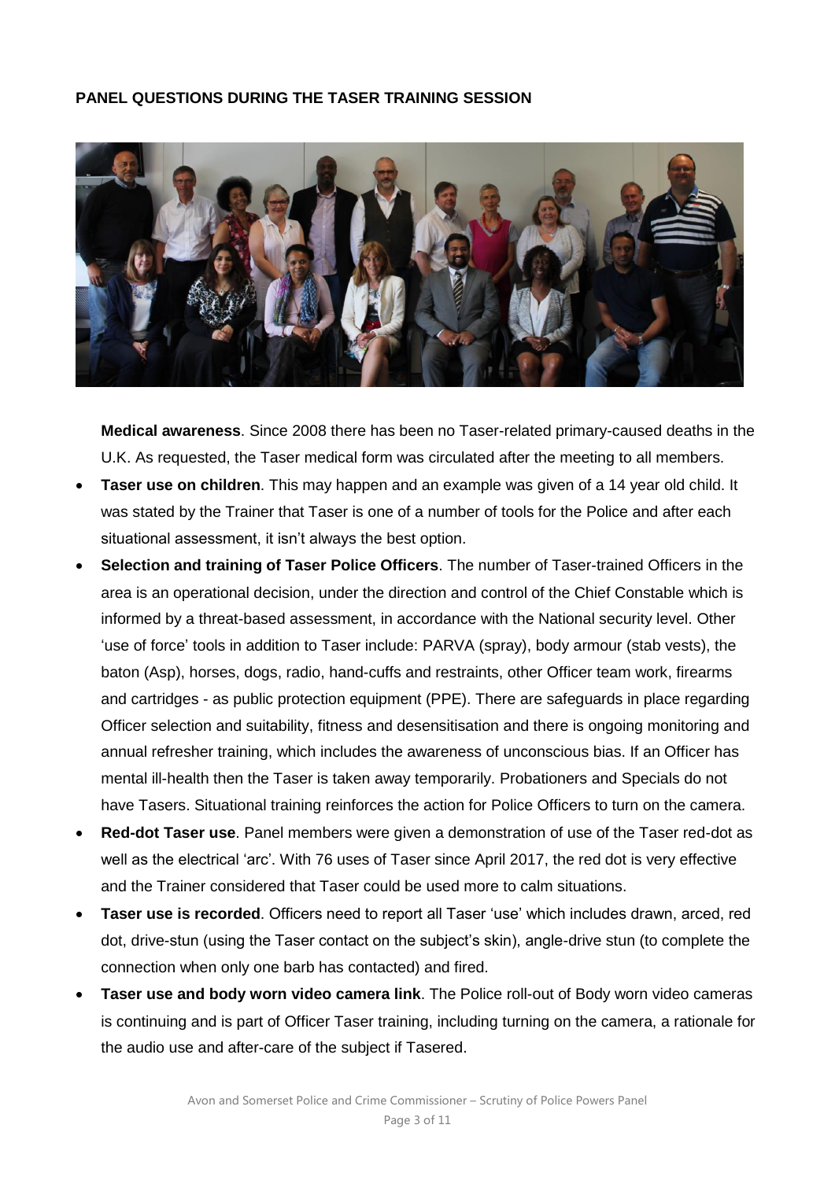**PANEL QUESTIONS DURING THE TASER TRAINING SESSION**

**Medical awareness**. Since 2008 there has been no Taser-related primary-caused deaths in the U.K. As requested, the Taser medical form was circulated after the meeting to all members.

- **Taser use on children**. This may happen and an example was given of a 14 year old child. It was stated by the Trainer that Taser is one of a number of tools for the Police and after each situational assessment, it isn't always the best option.
- **Selection and training of Taser Police Officers**. The number of Taser-trained Officers in the area is an operational decision, under the direction and control of the Chief Constable which is informed by a threat-based assessment, in accordance with the National security level. Other 'use of force' tools in addition to Taser include: PARVA (spray), body armour (stab vests), the baton (Asp), horses, dogs, radio, hand-cuffs and restraints, other Officer team work, firearms and cartridges - as public protection equipment (PPE). There are safeguards in place regarding Officer selection and suitability, fitness and desensitisation and there is ongoing monitoring and annual refresher training, which includes the awareness of unconscious bias. If an Officer has mental ill-health then the Taser is taken away temporarily. Probationers and Specials do not have Tasers. Situational training reinforces the action for Police Officers to turn on the camera.
- **Red-dot Taser use**. Panel members were given a demonstration of use of the Taser red-dot as well as the electrical 'arc'. With 76 uses of Taser since April 2017, the red dot is very effective and the Trainer considered that Taser could be used more to calm situations.
- **Taser use is recorded**. Officers need to report all Taser 'use' which includes drawn, arced, red dot, drive-stun (using the Taser contact on the subject's skin), angle-drive stun (to complete the connection when only one barb has contacted) and fired.
- **Taser use and body worn video camera link**. The Police roll-out of Body worn video cameras is continuing and is part of Officer Taser training, including turning on the camera, a rationale for the audio use and after-care of the subject if Tasered.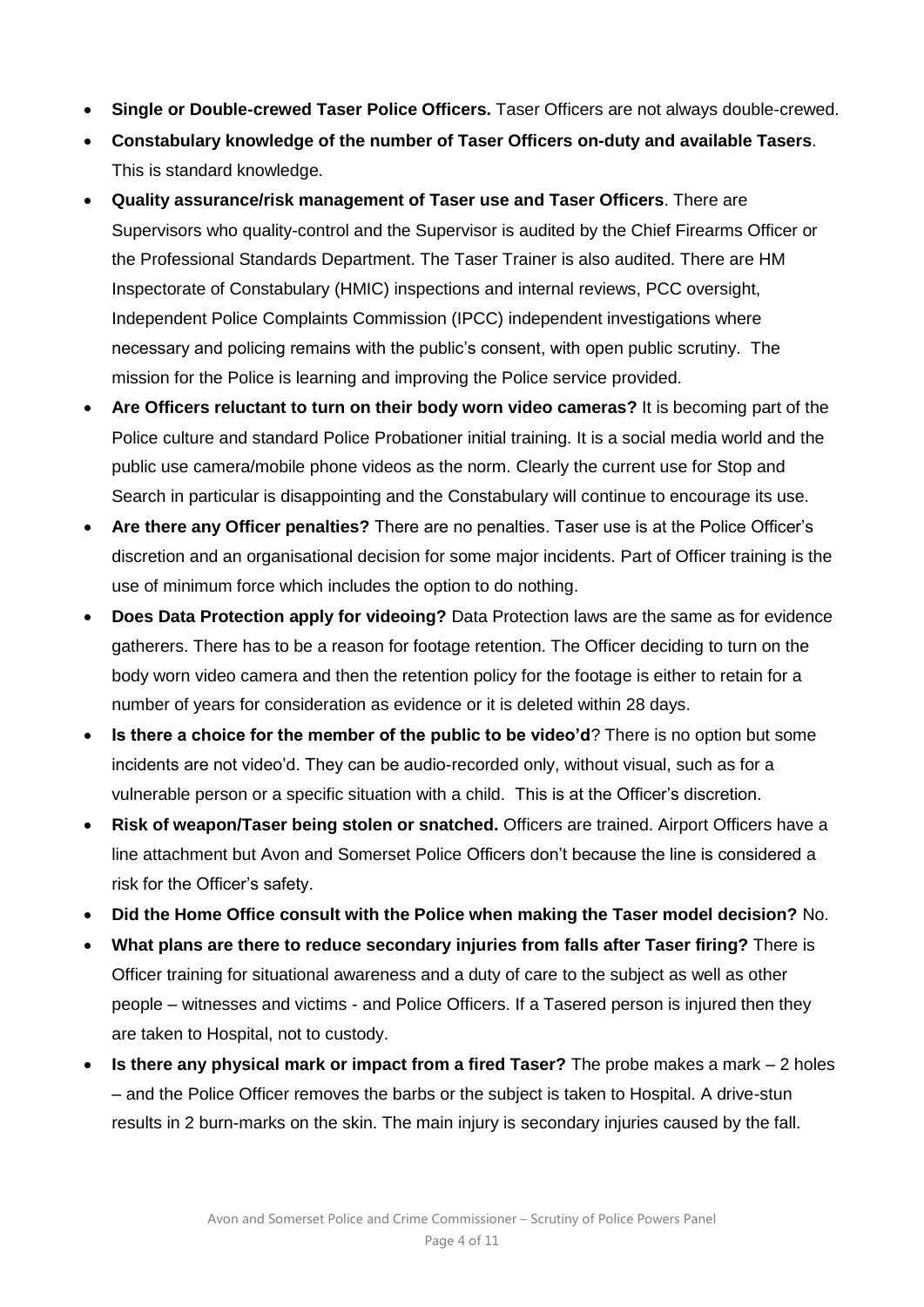- **Single or Double-crewed Taser Police Officers.** Taser Officers are not always double-crewed.
- **Constabulary knowledge of the number of Taser Officers on-duty and available Tasers**. This is standard knowledge.
- **Quality assurance/risk management of Taser use and Taser Officers**. There are Supervisors who quality-control and the Supervisor is audited by the Chief Firearms Officer or the Professional Standards Department. The Taser Trainer is also audited. There are HM Inspectorate of Constabulary (HMIC) inspections and internal reviews, PCC oversight, Independent Police Complaints Commission (IPCC) independent investigations where necessary and policing remains with the public's consent, with open public scrutiny. The mission for the Police is learning and improving the Police service provided.
- **Are Officers reluctant to turn on their body worn video cameras?** It is becoming part of the Police culture and standard Police Probationer initial training. It is a social media world and the public use camera/mobile phone videos as the norm. Clearly the current use for Stop and Search in particular is disappointing and the Constabulary will continue to encourage its use.
- **Are there any Officer penalties?** There are no penalties. Taser use is at the Police Officer's discretion and an organisational decision for some major incidents. Part of Officer training is the use of minimum force which includes the option to do nothing.
- **Does Data Protection apply for videoing?** Data Protection laws are the same as for evidence gatherers. There has to be a reason for footage retention. The Officer deciding to turn on the body worn video camera and then the retention policy for the footage is either to retain for a number of years for consideration as evidence or it is deleted within 28 days.
- **Is there a choice for the member of the public to be video'd**? There is no option but some incidents are not video'd. They can be audio-recorded only, without visual, such as for a vulnerable person or a specific situation with a child. This is at the Officer's discretion.
- **Risk of weapon/Taser being stolen or snatched.** Officers are trained. Airport Officers have a line attachment but Avon and Somerset Police Officers don't because the line is considered a risk for the Officer's safety.
- **Did the Home Office consult with the Police when making the Taser model decision?** No.
- **What plans are there to reduce secondary injuries from falls after Taser firing?** There is Officer training for situational awareness and a duty of care to the subject as well as other people – witnesses and victims - and Police Officers. If a Tasered person is injured then they are taken to Hospital, not to custody.
- **Is there any physical mark or impact from a fired Taser?** The probe makes a mark – 2 holes – and the Police Officer removes the barbs or the subject is taken to Hospital. A drive-stun results in 2 burn-marks on the skin. The main injury is secondary injuries caused by the fall.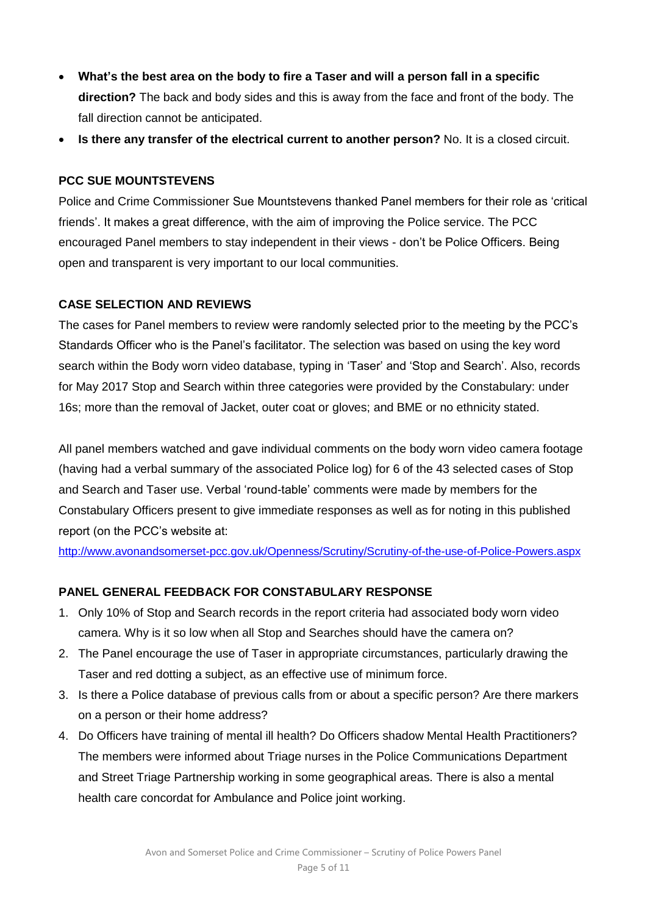- **What's the best area on the body to fire a Taser and will a person fall in a specific direction?** The back and body sides and this is away from the face and front of the body. The fall direction cannot be anticipated.
- **Is there any transfer of the electrical current to another person?** No. It is a closed circuit.

**PCC SUE MOUNTSTEVENS**

Police and Crime Commissioner Sue Mountstevens thanked Panel members for their role as 'critical friends'. It makes a great difference, with the aim of improving the Police service. The PCC encouraged Panel members to stay independent in their views - don't be Police Officers. Being open and transparent is very important to our local communities.

**CASE SELECTION AND REVIEWS**

The cases for Panel members to review were randomly selected prior to the meeting by the PCC's Standards Officer who is the Panel's facilitator. The selection was based on using the key word search within the Body worn video database, typing in 'Taser' and 'Stop and Search'. Also, records for May 2017 Stop and Search within three categories were provided by the Constabulary: under 16s; more than the removal of Jacket, outer coat or gloves; and BME or no ethnicity stated.

All panel members watched and gave individual comments on the body worn video camera footage (having had a verbal summary of the associated Police log) for 6 of the 43 selected cases of Stop and Search and Taser use. Verbal 'round-table' comments were made by members for the Constabulary Officers present to give immediate responses as well as for noting in this published report (on the PCC's website at:
http://www.avonandsomerset-pcc.gov.uk/Openness/Scrutiny/Scrutiny-of-the-use-of-Police-Powers.aspx

**PANEL GENERAL FEEDBACK FOR CONSTABULARY RESPONSE**

1. Only 10% of Stop and Search records in the report criteria had associated body worn video camera. Why is it so low when all Stop and Searches should have the camera on?
2. The Panel encourage the use of Taser in appropriate circumstances, particularly drawing the Taser and red dotting a subject, as an effective use of minimum force.
3. Is there a Police database of previous calls from or about a specific person? Are there markers on a person or their home address?
4. Do Officers have training of mental ill health? Do Officers shadow Mental Health Practitioners? The members were informed about Triage nurses in the Police Communications Department and Street Triage Partnership working in some geographical areas. There is also a mental health care concordat for Ambulance and Police joint working.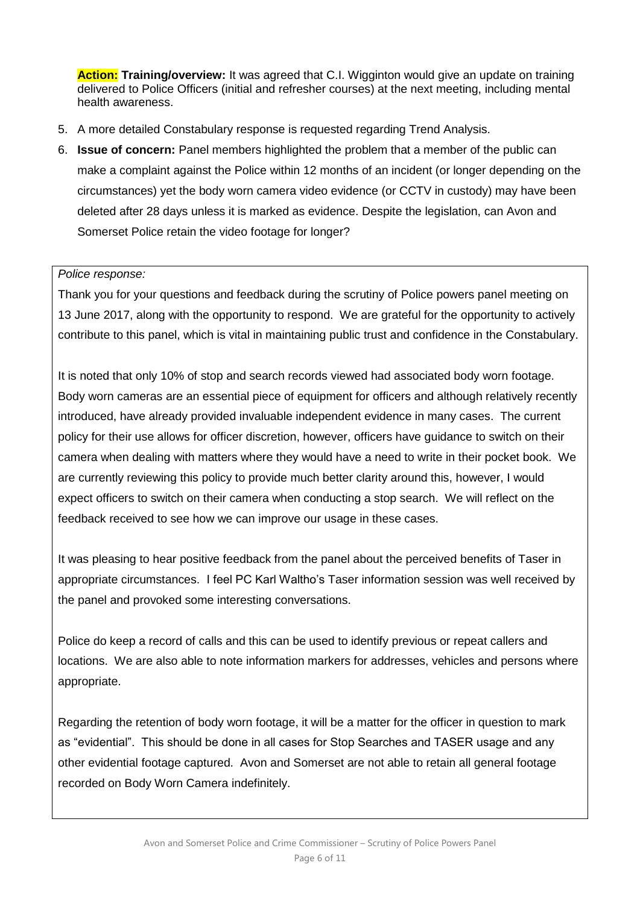**Action:** **Training/overview:** It was agreed that C.I. Wigginton would give an update on training delivered to Police Officers (initial and refresher courses) at the next meeting, including mental health awareness.

5. A more detailed Constabulary response is requested regarding Trend Analysis.
6. **Issue of concern:** Panel members highlighted the problem that a member of the public can make a complaint against the Police within 12 months of an incident (or longer depending on the circumstances) yet the body worn camera video evidence (or CCTV in custody) may have been deleted after 28 days unless it is marked as evidence. Despite the legislation, can Avon and Somerset Police retain the video footage for longer?

*Police response:*

Thank you for your questions and feedback during the scrutiny of Police powers panel meeting on 13 June 2017, along with the opportunity to respond. We are grateful for the opportunity to actively contribute to this panel, which is vital in maintaining public trust and confidence in the Constabulary.

It is noted that only 10% of stop and search records viewed had associated body worn footage. Body worn cameras are an essential piece of equipment for officers and although relatively recently introduced, have already provided invaluable independent evidence in many cases. The current policy for their use allows for officer discretion, however, officers have guidance to switch on their camera when dealing with matters where they would have a need to write in their pocket book. We are currently reviewing this policy to provide much better clarity around this, however, I would expect officers to switch on their camera when conducting a stop search. We will reflect on the feedback received to see how we can improve our usage in these cases.

It was pleasing to hear positive feedback from the panel about the perceived benefits of Taser in appropriate circumstances. I feel PC Karl Waltho's Taser information session was well received by the panel and provoked some interesting conversations.

Police do keep a record of calls and this can be used to identify previous or repeat callers and locations. We are also able to note information markers for addresses, vehicles and persons where appropriate.

Regarding the retention of body worn footage, it will be a matter for the officer in question to mark as "evidential". This should be done in all cases for Stop Searches and TASER usage and any other evidential footage captured. Avon and Somerset are not able to retain all general footage recorded on Body Worn Camera indefinitely.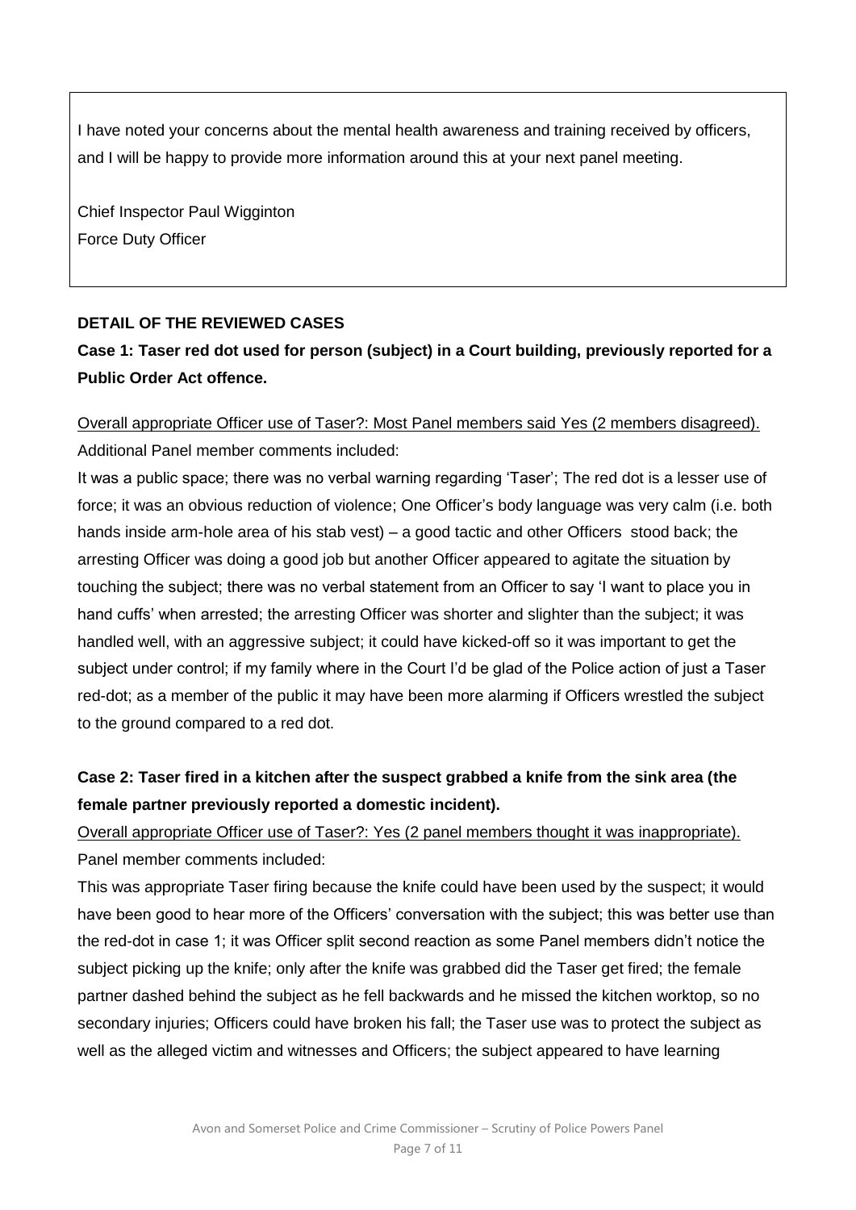I have noted your concerns about the mental health awareness and training received by officers, and I will be happy to provide more information around this at your next panel meeting.

Chief Inspector Paul Wigginton
Force Duty Officer

**DETAIL OF THE REVIEWED CASES**

**Case 1: Taser red dot used for person (subject) in a Court building, previously reported for a Public Order Act offence.**

<u>Overall appropriate Officer use of Taser?: Most Panel members said Yes (2 members disagreed).</u>
Additional Panel member comments included:

It was a public space; there was no verbal warning regarding 'Taser'; The red dot is a lesser use of force; it was an obvious reduction of violence; One Officer's body language was very calm (i.e. both hands inside arm-hole area of his stab vest) – a good tactic and other Officers stood back; the arresting Officer was doing a good job but another Officer appeared to agitate the situation by touching the subject; there was no verbal statement from an Officer to say 'I want to place you in hand cuffs' when arrested; the arresting Officer was shorter and slighter than the subject; it was handled well, with an aggressive subject; it could have kicked-off so it was important to get the subject under control; if my family where in the Court I'd be glad of the Police action of just a Taser red-dot; as a member of the public it may have been more alarming if Officers wrestled the subject to the ground compared to a red dot.

**Case 2: Taser fired in a kitchen after the suspect grabbed a knife from the sink area (the female partner previously reported a domestic incident).**

<u>Overall appropriate Officer use of Taser?: Yes (2 panel members thought it was inappropriate).</u>
Panel member comments included:

This was appropriate Taser firing because the knife could have been used by the suspect; it would have been good to hear more of the Officers' conversation with the subject; this was better use than the red-dot in case 1; it was Officer split second reaction as some Panel members didn't notice the subject picking up the knife; only after the knife was grabbed did the Taser get fired; the female partner dashed behind the subject as he fell backwards and he missed the kitchen worktop, so no secondary injuries; Officers could have broken his fall; the Taser use was to protect the subject as well as the alleged victim and witnesses and Officers; the subject appeared to have learning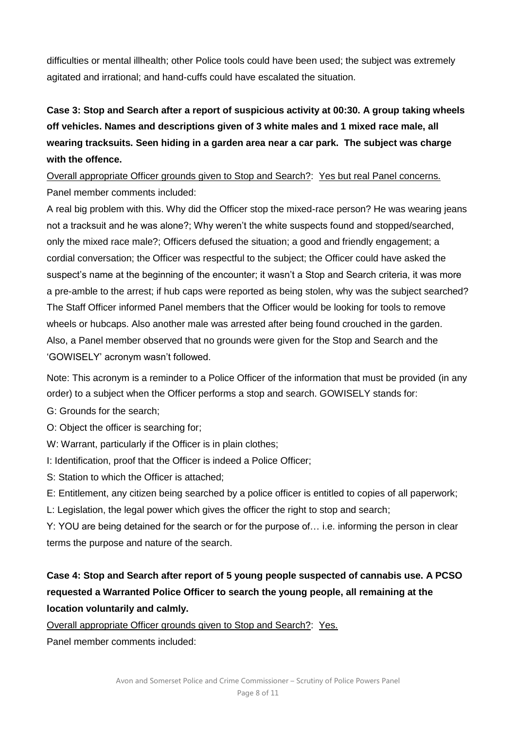difficulties or mental illhealth; other Police tools could have been used; the subject was extremely agitated and irrational; and hand-cuffs could have escalated the situation.

**Case 3: Stop and Search after a report of suspicious activity at 00:30. A group taking wheels off vehicles. Names and descriptions given of 3 white males and 1 mixed race male, all wearing tracksuits. Seen hiding in a garden area near a car park. The subject was charge with the offence.**

Overall appropriate Officer grounds given to Stop and Search?: Yes but real Panel concerns.

Panel member comments included:

A real big problem with this. Why did the Officer stop the mixed-race person? He was wearing jeans not a tracksuit and he was alone?; Why weren't the white suspects found and stopped/searched, only the mixed race male?; Officers defused the situation; a good and friendly engagement; a cordial conversation; the Officer was respectful to the subject; the Officer could have asked the suspect's name at the beginning of the encounter; it wasn't a Stop and Search criteria, it was more a pre-amble to the arrest; if hub caps were reported as being stolen, why was the subject searched? The Staff Officer informed Panel members that the Officer would be looking for tools to remove wheels or hubcaps. Also another male was arrested after being found crouched in the garden. Also, a Panel member observed that no grounds were given for the Stop and Search and the 'GOWISELY' acronym wasn't followed.

Note: This acronym is a reminder to a Police Officer of the information that must be provided (in any order) to a subject when the Officer performs a stop and search. GOWISELY stands for:

G: Grounds for the search;

O: Object the officer is searching for;

W: Warrant, particularly if the Officer is in plain clothes;

I: Identification, proof that the Officer is indeed a Police Officer;

S: Station to which the Officer is attached;

E: Entitlement, any citizen being searched by a police officer is entitled to copies of all paperwork;

L: Legislation, the legal power which gives the officer the right to stop and search;

Y: YOU are being detained for the search or for the purpose of… i.e. informing the person in clear terms the purpose and nature of the search.

**Case 4: Stop and Search after report of 5 young people suspected of cannabis use. A PCSO requested a Warranted Police Officer to search the young people, all remaining at the location voluntarily and calmly.**

Overall appropriate Officer grounds given to Stop and Search?: Yes.

Panel member comments included: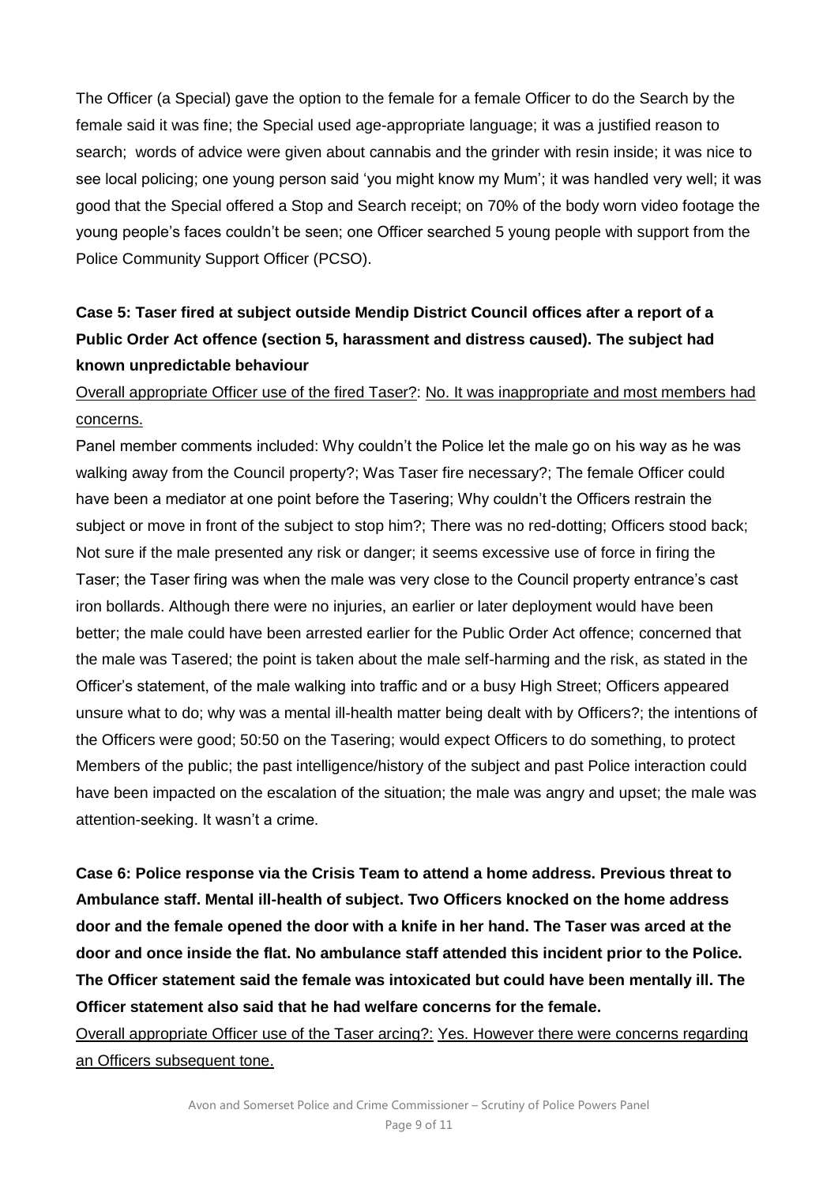The Officer (a Special) gave the option to the female for a female Officer to do the Search by the female said it was fine; the Special used age-appropriate language; it was a justified reason to search; words of advice were given about cannabis and the grinder with resin inside; it was nice to see local policing; one young person said 'you might know my Mum'; it was handled very well; it was good that the Special offered a Stop and Search receipt; on 70% of the body worn video footage the young people's faces couldn't be seen; one Officer searched 5 young people with support from the Police Community Support Officer (PCSO).

**Case 5: Taser fired at subject outside Mendip District Council offices after a report of a Public Order Act offence (section 5, harassment and distress caused). The subject had known unpredictable behaviour**

<u>Overall appropriate Officer use of the fired Taser?: No. It was inappropriate and most members had concerns.</u>

Panel member comments included: Why couldn't the Police let the male go on his way as he was walking away from the Council property?; Was Taser fire necessary?; The female Officer could have been a mediator at one point before the Tasering; Why couldn't the Officers restrain the subject or move in front of the subject to stop him?; There was no red-dotting; Officers stood back; Not sure if the male presented any risk or danger; it seems excessive use of force in firing the Taser; the Taser firing was when the male was very close to the Council property entrance's cast iron bollards. Although there were no injuries, an earlier or later deployment would have been better; the male could have been arrested earlier for the Public Order Act offence; concerned that the male was Tasered; the point is taken about the male self-harming and the risk, as stated in the Officer's statement, of the male walking into traffic and or a busy High Street; Officers appeared unsure what to do; why was a mental ill-health matter being dealt with by Officers?; the intentions of the Officers were good; 50:50 on the Tasering; would expect Officers to do something, to protect Members of the public; the past intelligence/history of the subject and past Police interaction could have been impacted on the escalation of the situation; the male was angry and upset; the male was attention-seeking. It wasn't a crime.

**Case 6: Police response via the Crisis Team to attend a home address. Previous threat to Ambulance staff. Mental ill-health of subject. Two Officers knocked on the home address door and the female opened the door with a knife in her hand. The Taser was arced at the door and once inside the flat. No ambulance staff attended this incident prior to the Police. The Officer statement said the female was intoxicated but could have been mentally ill. The Officer statement also said that he had welfare concerns for the female.**

<u>Overall appropriate Officer use of the Taser arcing?: Yes. However there were concerns regarding an Officers subsequent tone.</u>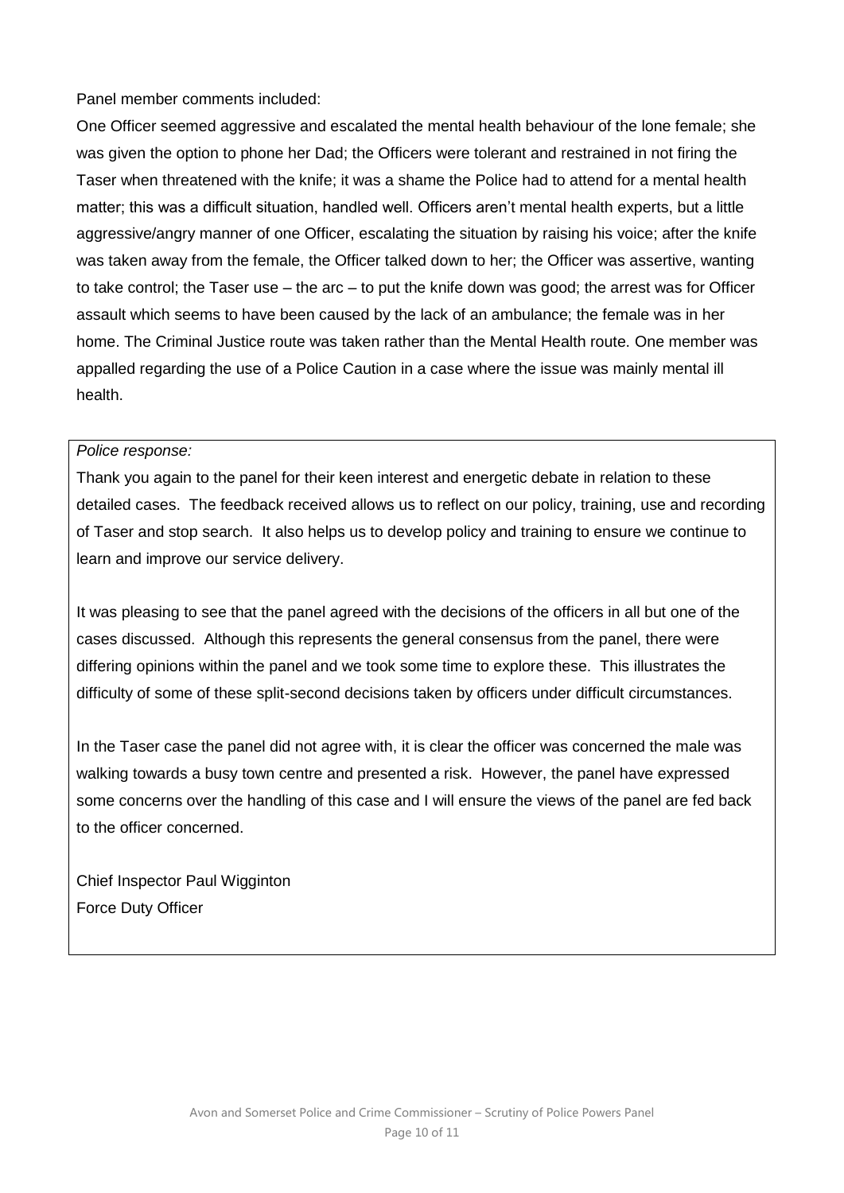Panel member comments included:

One Officer seemed aggressive and escalated the mental health behaviour of the lone female; she was given the option to phone her Dad; the Officers were tolerant and restrained in not firing the Taser when threatened with the knife; it was a shame the Police had to attend for a mental health matter; this was a difficult situation, handled well. Officers aren't mental health experts, but a little aggressive/angry manner of one Officer, escalating the situation by raising his voice; after the knife was taken away from the female, the Officer talked down to her; the Officer was assertive, wanting to take control; the Taser use – the arc – to put the knife down was good; the arrest was for Officer assault which seems to have been caused by the lack of an ambulance; the female was in her home. The Criminal Justice route was taken rather than the Mental Health route. One member was appalled regarding the use of a Police Caution in a case where the issue was mainly mental ill health.

*Police response:*

Thank you again to the panel for their keen interest and energetic debate in relation to these detailed cases. The feedback received allows us to reflect on our policy, training, use and recording of Taser and stop search. It also helps us to develop policy and training to ensure we continue to learn and improve our service delivery.

It was pleasing to see that the panel agreed with the decisions of the officers in all but one of the cases discussed. Although this represents the general consensus from the panel, there were differing opinions within the panel and we took some time to explore these. This illustrates the difficulty of some of these split-second decisions taken by officers under difficult circumstances.

In the Taser case the panel did not agree with, it is clear the officer was concerned the male was walking towards a busy town centre and presented a risk. However, the panel have expressed some concerns over the handling of this case and I will ensure the views of the panel are fed back to the officer concerned.

Chief Inspector Paul Wigginton
Force Duty Officer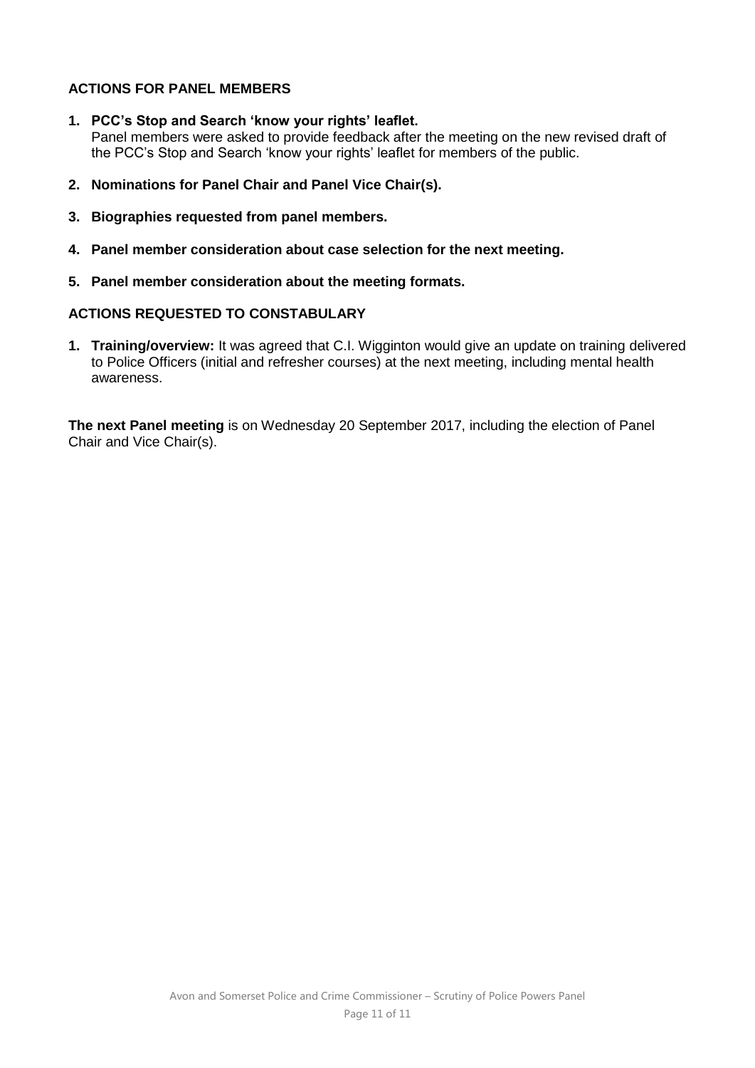## ACTIONS FOR PANEL MEMBERS

1. **PCC's Stop and Search 'know your rights' leaflet.**
   Panel members were asked to provide feedback after the meeting on the new revised draft of the PCC's Stop and Search 'know your rights' leaflet for members of the public.

2. **Nominations for Panel Chair and Panel Vice Chair(s).**

3. **Biographies requested from panel members.**

4. **Panel member consideration about case selection for the next meeting.**

5. **Panel member consideration about the meeting formats.**

## ACTIONS REQUESTED TO CONSTABULARY

1. **Training/overview:** It was agreed that C.I. Wigginton would give an update on training delivered to Police Officers (initial and refresher courses) at the next meeting, including mental health awareness.

**The next Panel meeting** is on Wednesday 20 September 2017, including the election of Panel Chair and Vice Chair(s).